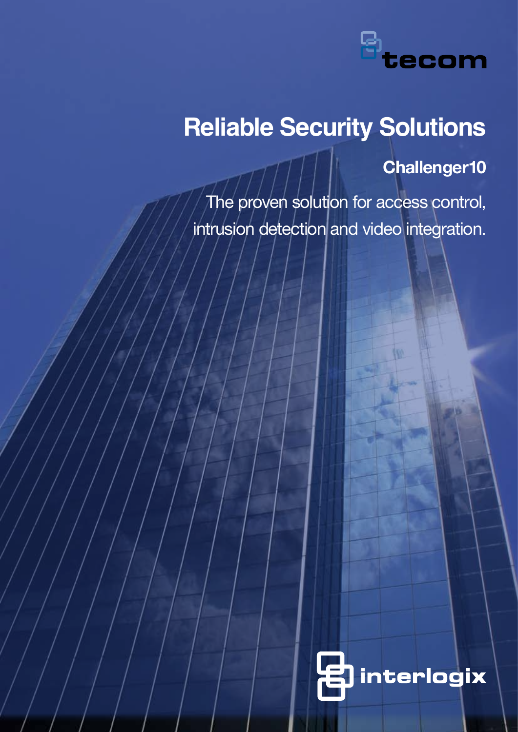tecom

# Reliable Security Solutions

## Challenger10

The proven solution for access control, intrusion detection and video integration.

interlogix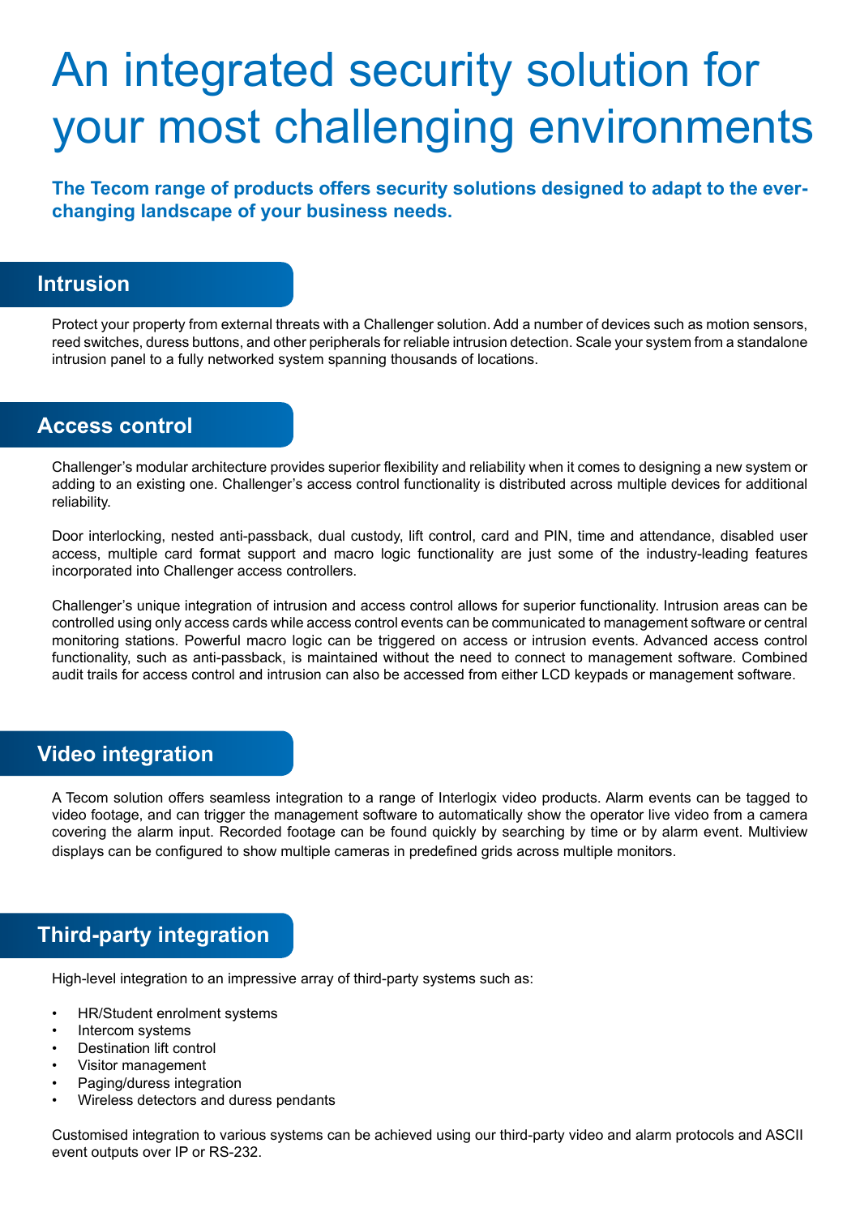# An integrated security solution for your most challenging environments

**The Tecom range of products offers security solutions designed to adapt to the ever-changing landscape of your business needs.**

## Intrusion

Protect your property from external threats with a Challenger solution. Add a number of devices such as motion sensors, reed switches, duress buttons, and other peripherals for reliable intrusion detection. Scale your system from a standalone intrusion panel to a fully networked system spanning thousands of locations.

## Access control

Challenger's modular architecture provides superior flexibility and reliability when it comes to designing a new system or adding to an existing one. Challenger's access control functionality is distributed across multiple devices for additional reliability.

Door interlocking, nested anti-passback, dual custody, lift control, card and PIN, time and attendance, disabled user access, multiple card format support and macro logic functionality are just some of the industry-leading features incorporated into Challenger access controllers.

Challenger's unique integration of intrusion and access control allows for superior functionality. Intrusion areas can be controlled using only access cards while access control events can be communicated to management software or central monitoring stations. Powerful macro logic can be triggered on access or intrusion events. Advanced access control functionality, such as anti-passback, is maintained without the need to connect to management software. Combined audit trails for access control and intrusion can also be accessed from either LCD keypads or management software.

## Video integration

A Tecom solution offers seamless integration to a range of Interlogix video products. Alarm events can be tagged to video footage, and can trigger the management software to automatically show the operator live video from a camera covering the alarm input. Recorded footage can be found quickly by searching by time or by alarm event. Multiview displays can be configured to show multiple cameras in predefined grids across multiple monitors.

## Third-party integration

High-level integration to an impressive array of third-party systems such as:

- HR/Student enrolment systems
- Intercom systems
- Destination lift control
- Visitor management
- Paging/duress integration
- Wireless detectors and duress pendants

Customised integration to various systems can be achieved using our third-party video and alarm protocols and ASCII event outputs over IP or RS-232.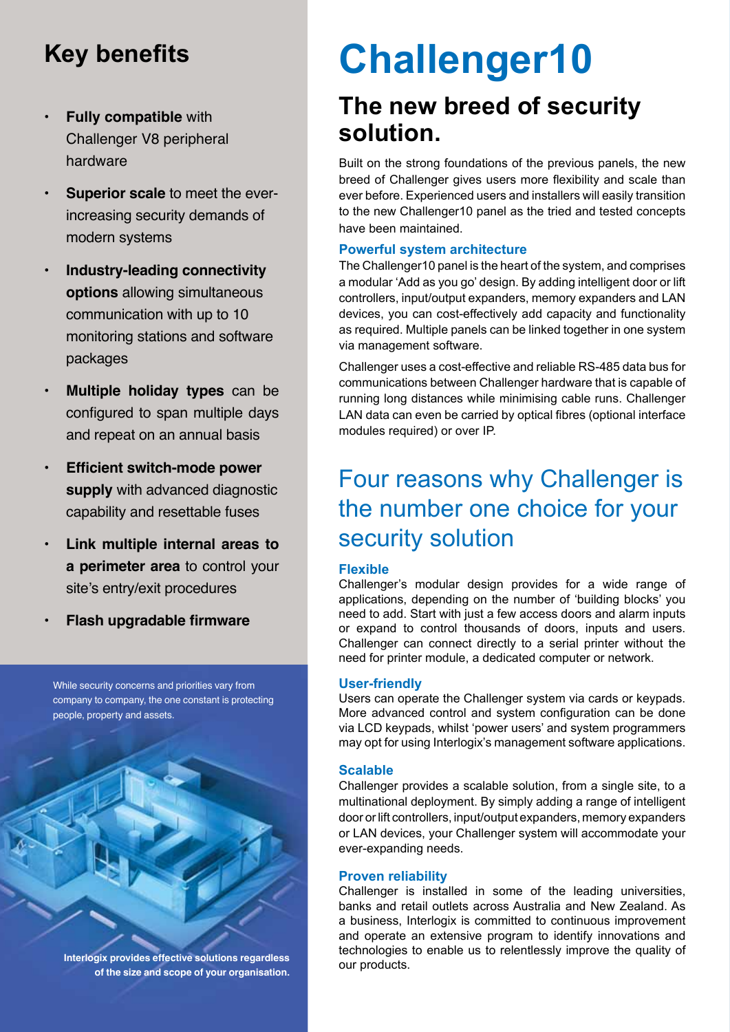## Key benefits

- **Fully compatible** with Challenger V8 peripheral hardware
- **Superior scale** to meet the ever-increasing security demands of modern systems
- **Industry-leading connectivity options** allowing simultaneous communication with up to 10 monitoring stations and software packages
- **Multiple holiday types** can be configured to span multiple days and repeat on an annual basis
- **Efficient switch-mode power supply** with advanced diagnostic capability and resettable fuses
- **Link multiple internal areas to a perimeter area** to control your site's entry/exit procedures
- **Flash upgradable firmware**

While security concerns and priorities vary from company to company, the one constant is protecting people, property and assets.

**Interlogix provides effective solutions regardless of the size and scope of your organisation.**

# Challenger10

## The new breed of security solution.

Built on the strong foundations of the previous panels, the new breed of Challenger gives users more flexibility and scale than ever before. Experienced users and installers will easily transition to the new Challenger10 panel as the tried and tested concepts have been maintained.

### Powerful system architecture

The Challenger10 panel is the heart of the system, and comprises a modular 'Add as you go' design. By adding intelligent door or lift controllers, input/output expanders, memory expanders and LAN devices, you can cost-effectively add capacity and functionality as required. Multiple panels can be linked together in one system via management software.

Challenger uses a cost-effective and reliable RS-485 data bus for communications between Challenger hardware that is capable of running long distances while minimising cable runs. Challenger LAN data can even be carried by optical fibres (optional interface modules required) or over IP.

## Four reasons why Challenger is the number one choice for your security solution

### Flexible

Challenger's modular design provides for a wide range of applications, depending on the number of 'building blocks' you need to add. Start with just a few access doors and alarm inputs or expand to control thousands of doors, inputs and users. Challenger can connect directly to a serial printer without the need for printer module, a dedicated computer or network.

### User-friendly

Users can operate the Challenger system via cards or keypads. More advanced control and system configuration can be done via LCD keypads, whilst 'power users' and system programmers may opt for using Interlogix's management software applications.

### Scalable

Challenger provides a scalable solution, from a single site, to a multinational deployment. By simply adding a range of intelligent door or lift controllers, input/output expanders, memory expanders or LAN devices, your Challenger system will accommodate your ever-expanding needs.

### Proven reliability

Challenger is installed in some of the leading universities, banks and retail outlets across Australia and New Zealand. As a business, Interlogix is committed to continuous improvement and operate an extensive program to identify innovations and technologies to enable us to relentlessly improve the quality of our products.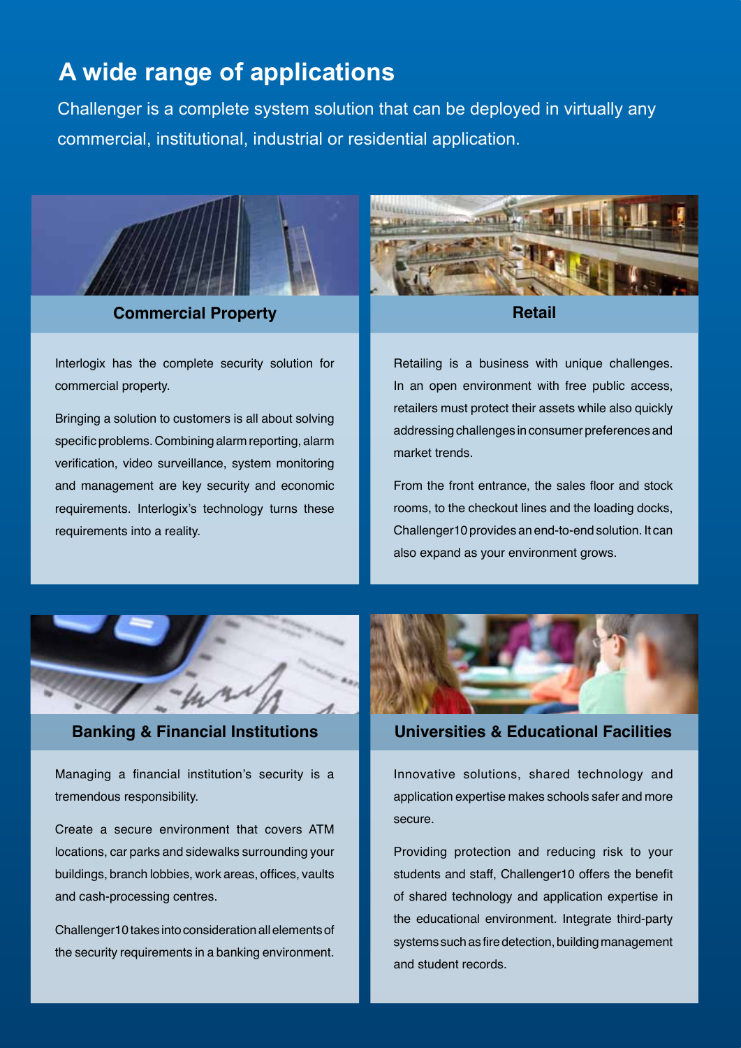# A wide range of applications

Challenger is a complete system solution that can be deployed in virtually any commercial, institutional, industrial or residential application.

## Commercial Property

Interlogix has the complete security solution for commercial property.

Bringing a solution to customers is all about solving specific problems. Combining alarm reporting, alarm verification, video surveillance, system monitoring and management are key security and economic requirements. Interlogix's technology turns these requirements into a reality.

## Retail

Retailing is a business with unique challenges. In an open environment with free public access, retailers must protect their assets while also quickly addressing challenges in consumer preferences and market trends.

From the front entrance, the sales floor and stock rooms, to the checkout lines and the loading docks, Challenger10 provides an end-to-end solution. It can also expand as your environment grows.

## Banking & Financial Institutions

Managing a financial institution's security is a tremendous responsibility.

Create a secure environment that covers ATM locations, car parks and sidewalks surrounding your buildings, branch lobbies, work areas, offices, vaults and cash-processing centres.

Challenger10 takes into consideration all elements of the security requirements in a banking environment.

## Universities & Educational Facilities

Innovative solutions, shared technology and application expertise makes schools safer and more secure.

Providing protection and reducing risk to your students and staff, Challenger10 offers the benefit of shared technology and application expertise in the educational environment. Integrate third-party systems such as fire detection, building management and student records.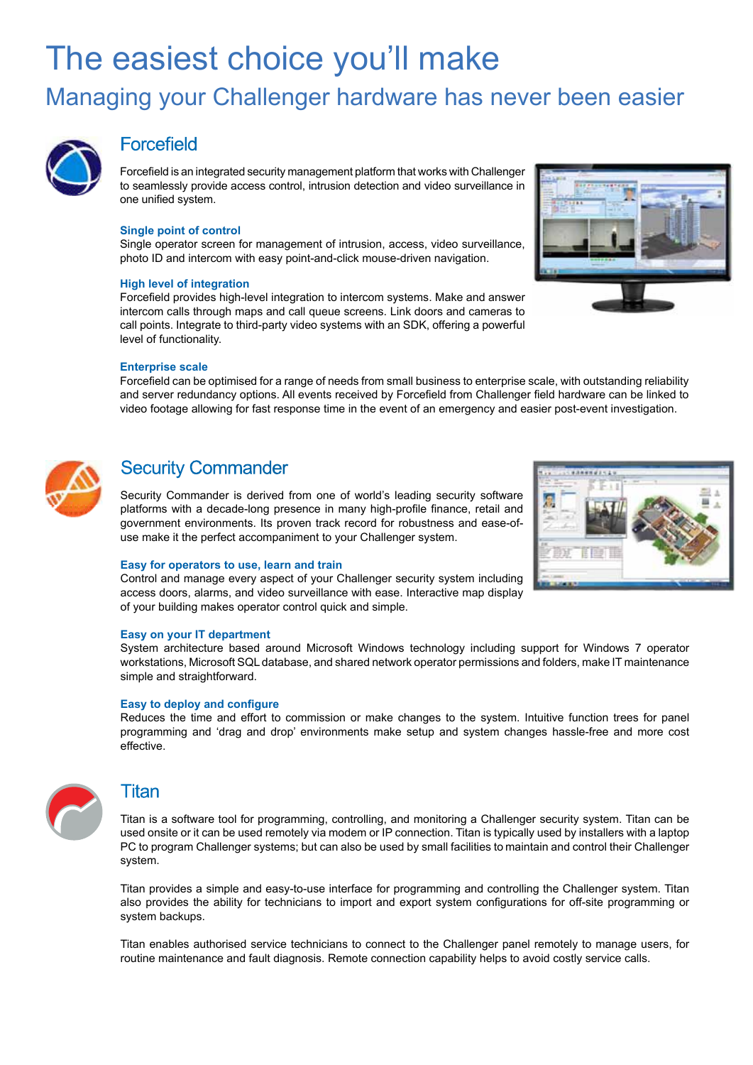# The easiest choice you'll make

## Managing your Challenger hardware has never been easier

### Forcefield

Forcefield is an integrated security management platform that works with Challenger to seamlessly provide access control, intrusion detection and video surveillance in one unified system.

**Single point of control**
Single operator screen for management of intrusion, access, video surveillance, photo ID and intercom with easy point-and-click mouse-driven navigation.

**High level of integration**
Forcefield provides high-level integration to intercom systems. Make and answer intercom calls through maps and call queue screens. Link doors and cameras to call points. Integrate to third-party video systems with an SDK, offering a powerful level of functionality.

**Enterprise scale**
Forcefield can be optimised for a range of needs from small business to enterprise scale, with outstanding reliability and server redundancy options. All events received by Forcefield from Challenger field hardware can be linked to video footage allowing for fast response time in the event of an emergency and easier post-event investigation.

### Security Commander

Security Commander is derived from one of world's leading security software platforms with a decade-long presence in many high-profile finance, retail and government environments. Its proven track record for robustness and ease-of-use make it the perfect accompaniment to your Challenger system.

**Easy for operators to use, learn and train**
Control and manage every aspect of your Challenger security system including access doors, alarms, and video surveillance with ease. Interactive map display of your building makes operator control quick and simple.

**Easy on your IT department**
System architecture based around Microsoft Windows technology including support for Windows 7 operator workstations, Microsoft SQL database, and shared network operator permissions and folders, make IT maintenance simple and straightforward.

**Easy to deploy and configure**
Reduces the time and effort to commission or make changes to the system. Intuitive function trees for panel programming and 'drag and drop' environments make setup and system changes hassle-free and more cost effective.

### Titan

Titan is a software tool for programming, controlling, and monitoring a Challenger security system. Titan can be used onsite or it can be used remotely via modem or IP connection. Titan is typically used by installers with a laptop PC to program Challenger systems; but can also be used by small facilities to maintain and control their Challenger system.

Titan provides a simple and easy-to-use interface for programming and controlling the Challenger system. Titan also provides the ability for technicians to import and export system configurations for off-site programming or system backups.

Titan enables authorised service technicians to connect to the Challenger panel remotely to manage users, for routine maintenance and fault diagnosis. Remote connection capability helps to avoid costly service calls.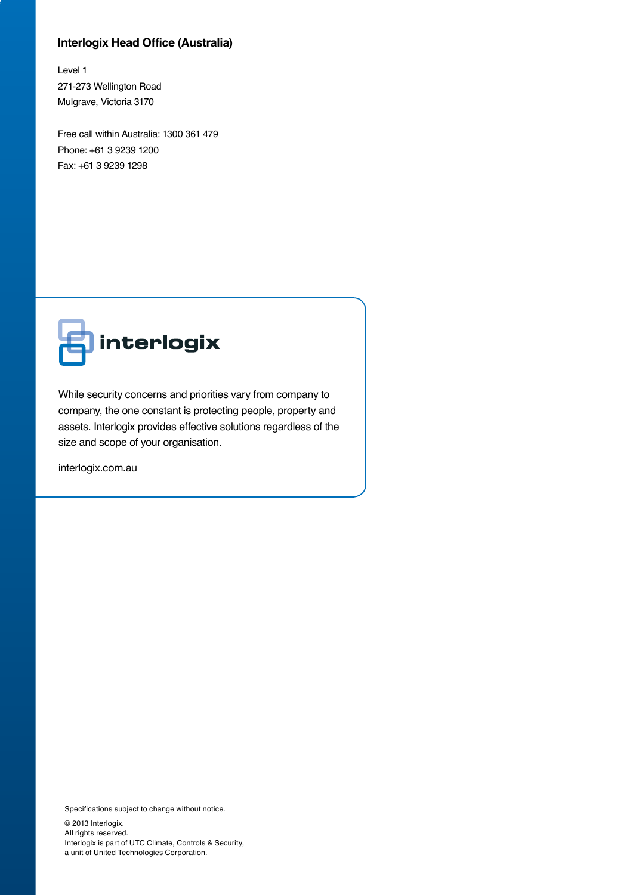**Interlogix Head Office (Australia)**

Level 1
271-273 Wellington Road
Mulgrave, Victoria 3170

Free call within Australia: 1300 361 479
Phone: +61 3 9239 1200
Fax: +61 3 9239 1298

interlogix

While security concerns and priorities vary from company to company, the one constant is protecting people, property and assets. Interlogix provides effective solutions regardless of the size and scope of your organisation.

interlogix.com.au

Specifications subject to change without notice.

© 2013 Interlogix.
All rights reserved.
Interlogix is part of UTC Climate, Controls & Security,
a unit of United Technologies Corporation.